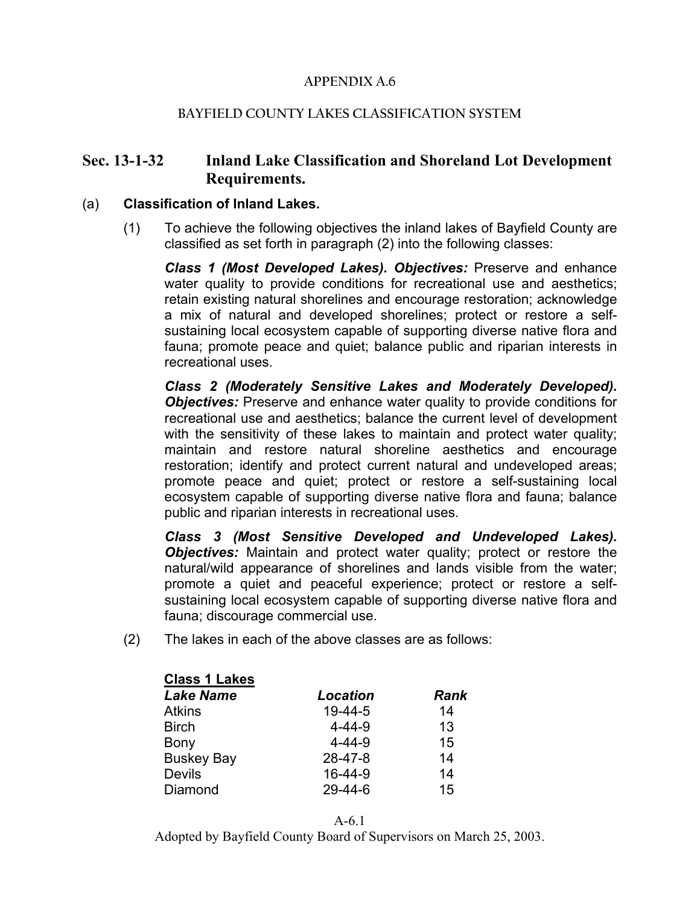APPENDIX A.6

BAYFIELD COUNTY LAKES CLASSIFICATION SYSTEM

## Sec. 13-1-32 Inland Lake Classification and Shoreland Lot Development Requirements.

### (a) Classification of Inland Lakes.

(1) To achieve the following objectives the inland lakes of Bayfield County are classified as set forth in paragraph (2) into the following classes:

***Class 1 (Most Developed Lakes). Objectives:*** Preserve and enhance water quality to provide conditions for recreational use and aesthetics; retain existing natural shorelines and encourage restoration; acknowledge a mix of natural and developed shorelines; protect or restore a self-sustaining local ecosystem capable of supporting diverse native flora and fauna; promote peace and quiet; balance public and riparian interests in recreational uses.

***Class 2 (Moderately Sensitive Lakes and Moderately Developed). Objectives:*** Preserve and enhance water quality to provide conditions for recreational use and aesthetics; balance the current level of development with the sensitivity of these lakes to maintain and protect water quality; maintain and restore natural shoreline aesthetics and encourage restoration; identify and protect current natural and undeveloped areas; promote peace and quiet; protect or restore a self-sustaining local ecosystem capable of supporting diverse native flora and fauna; balance public and riparian interests in recreational uses.

***Class 3 (Most Sensitive Developed and Undeveloped Lakes). Objectives:*** Maintain and protect water quality; protect or restore the natural/wild appearance of shorelines and lands visible from the water; promote a quiet and peaceful experience; protect or restore a self-sustaining local ecosystem capable of supporting diverse native flora and fauna; discourage commercial use.

(2) The lakes in each of the above classes are as follows:

**Class 1 Lakes**

| *Lake Name* | *Location* | *Rank* |
|---|---|---|
| Atkins | 19-44-5 | 14 |
| Birch | 4-44-9 | 13 |
| Bony | 4-44-9 | 15 |
| Buskey Bay | 28-47-8 | 14 |
| Devils | 16-44-9 | 14 |
| Diamond | 29-44-6 | 15 |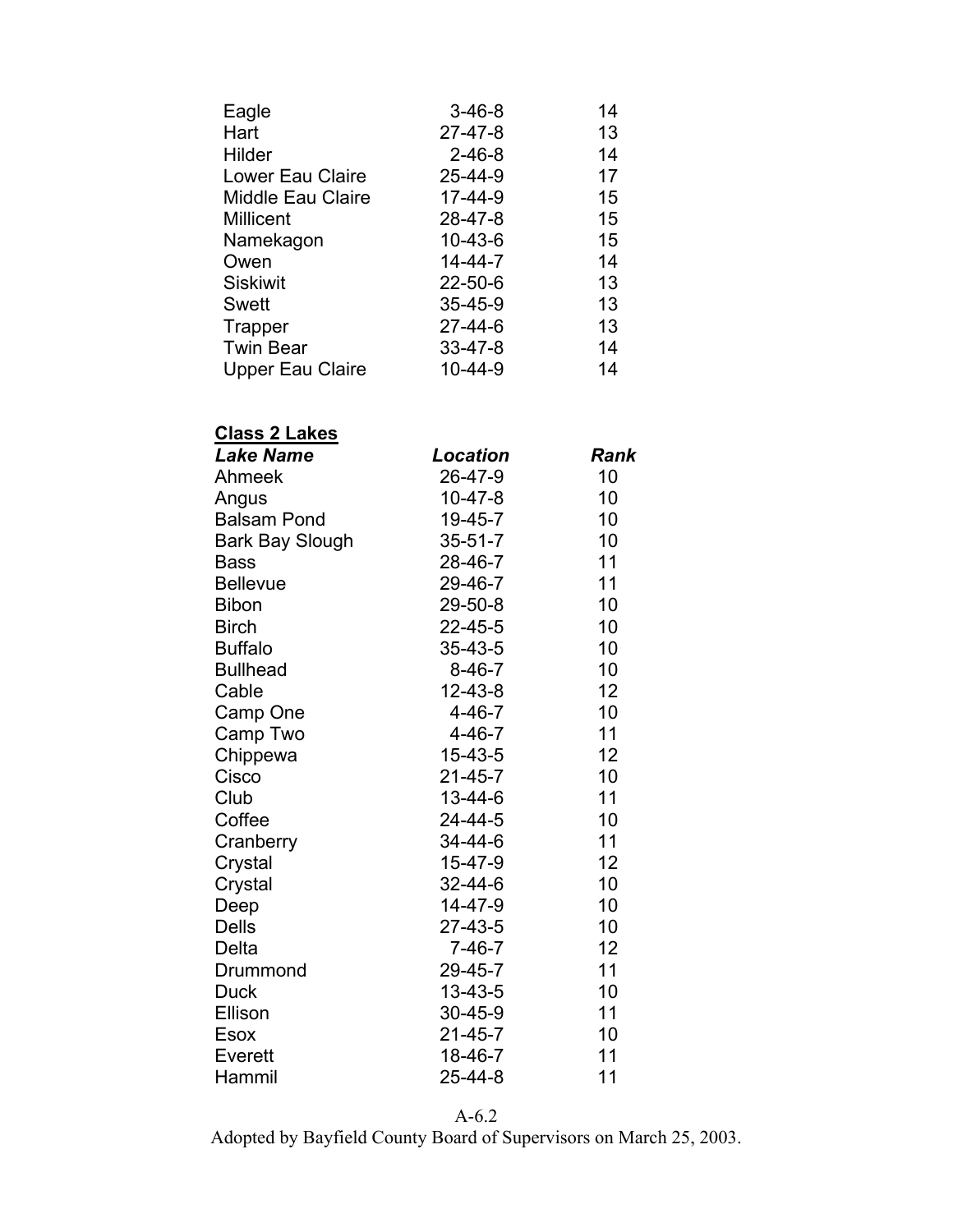| | | |
|---|---|---|
| Eagle | 3-46-8 | 14 |
| Hart | 27-47-8 | 13 |
| Hilder | 2-46-8 | 14 |
| Lower Eau Claire | 25-44-9 | 17 |
| Middle Eau Claire | 17-44-9 | 15 |
| Millicent | 28-47-8 | 15 |
| Namekagon | 10-43-6 | 15 |
| Owen | 14-44-7 | 14 |
| Siskiwit | 22-50-6 | 13 |
| Swett | 35-45-9 | 13 |
| Trapper | 27-44-6 | 13 |
| Twin Bear | 33-47-8 | 14 |
| Upper Eau Claire | 10-44-9 | 14 |

**Class 2 Lakes**

| ***Lake Name*** | ***Location*** | ***Rank*** |
|---|---|---|
| Ahmeek | 26-47-9 | 10 |
| Angus | 10-47-8 | 10 |
| Balsam Pond | 19-45-7 | 10 |
| Bark Bay Slough | 35-51-7 | 10 |
| Bass | 28-46-7 | 11 |
| Bellevue | 29-46-7 | 11 |
| Bibon | 29-50-8 | 10 |
| Birch | 22-45-5 | 10 |
| Buffalo | 35-43-5 | 10 |
| Bullhead | 8-46-7 | 10 |
| Cable | 12-43-8 | 12 |
| Camp One | 4-46-7 | 10 |
| Camp Two | 4-46-7 | 11 |
| Chippewa | 15-43-5 | 12 |
| Cisco | 21-45-7 | 10 |
| Club | 13-44-6 | 11 |
| Coffee | 24-44-5 | 10 |
| Cranberry | 34-44-6 | 11 |
| Crystal | 15-47-9 | 12 |
| Crystal | 32-44-6 | 10 |
| Deep | 14-47-9 | 10 |
| Dells | 27-43-5 | 10 |
| Delta | 7-46-7 | 12 |
| Drummond | 29-45-7 | 11 |
| Duck | 13-43-5 | 10 |
| Ellison | 30-45-9 | 11 |
| Esox | 21-45-7 | 10 |
| Everett | 18-46-7 | 11 |
| Hammil | 25-44-8 | 11 |

A-6.2

Adopted by Bayfield County Board of Supervisors on March 25, 2003.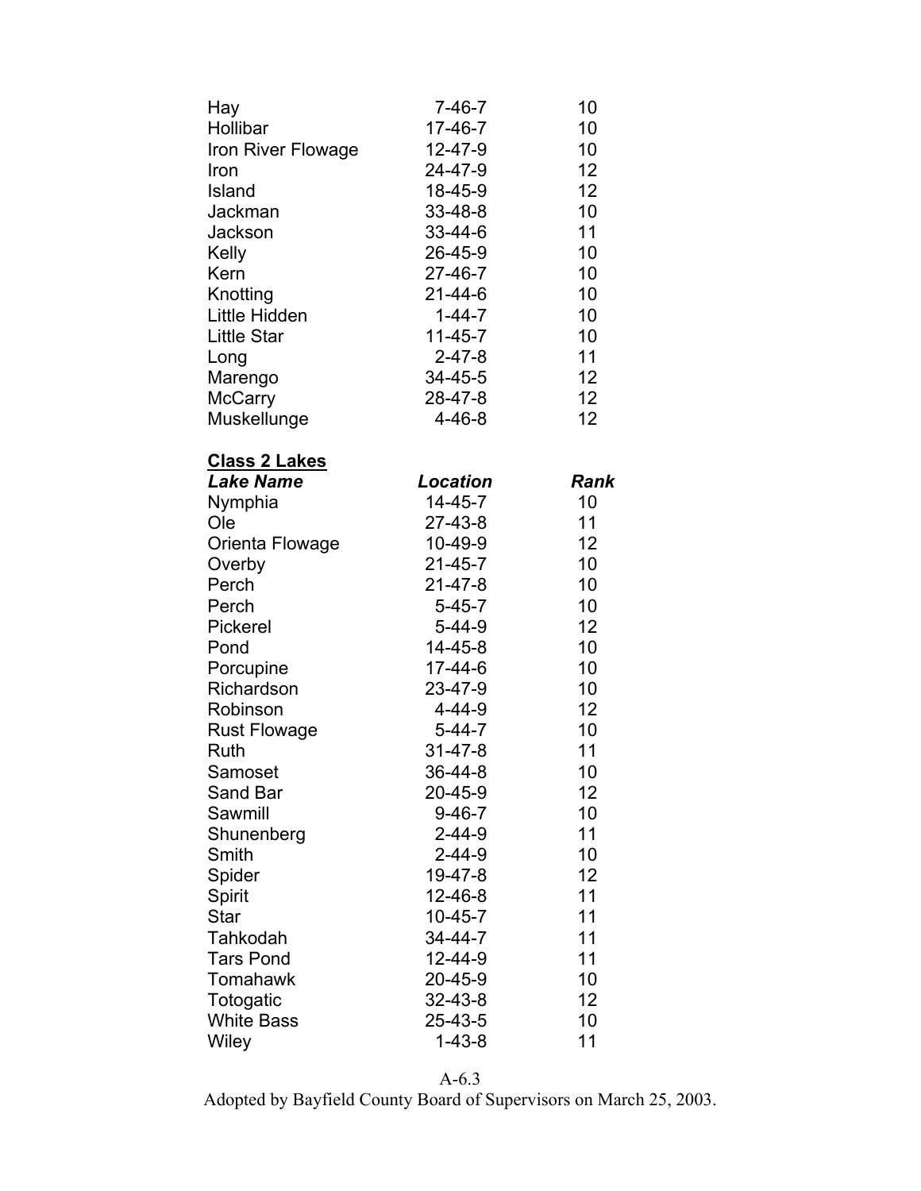| Lake Name | Location | Rank |
|---|---|---|
| Hay | 7-46-7 | 10 |
| Hollibar | 17-46-7 | 10 |
| Iron River Flowage | 12-47-9 | 10 |
| Iron | 24-47-9 | 12 |
| Island | 18-45-9 | 12 |
| Jackman | 33-48-8 | 10 |
| Jackson | 33-44-6 | 11 |
| Kelly | 26-45-9 | 10 |
| Kern | 27-46-7 | 10 |
| Knotting | 21-44-6 | 10 |
| Little Hidden | 1-44-7 | 10 |
| Little Star | 11-45-7 | 10 |
| Long | 2-47-8 | 11 |
| Marengo | 34-45-5 | 12 |
| McCarry | 28-47-8 | 12 |
| Muskellunge | 4-46-8 | 12 |

**Class 2 Lakes**

| ***Lake Name*** | ***Location*** | ***Rank*** |
|---|---|---|
| Nymphia | 14-45-7 | 10 |
| Ole | 27-43-8 | 11 |
| Orienta Flowage | 10-49-9 | 12 |
| Overby | 21-45-7 | 10 |
| Perch | 21-47-8 | 10 |
| Perch | 5-45-7 | 10 |
| Pickerel | 5-44-9 | 12 |
| Pond | 14-45-8 | 10 |
| Porcupine | 17-44-6 | 10 |
| Richardson | 23-47-9 | 10 |
| Robinson | 4-44-9 | 12 |
| Rust Flowage | 5-44-7 | 10 |
| Ruth | 31-47-8 | 11 |
| Samoset | 36-44-8 | 10 |
| Sand Bar | 20-45-9 | 12 |
| Sawmill | 9-46-7 | 10 |
| Shunenberg | 2-44-9 | 11 |
| Smith | 2-44-9 | 10 |
| Spider | 19-47-8 | 12 |
| Spirit | 12-46-8 | 11 |
| Star | 10-45-7 | 11 |
| Tahkodah | 34-44-7 | 11 |
| Tars Pond | 12-44-9 | 11 |
| Tomahawk | 20-45-9 | 10 |
| Totogatic | 32-43-8 | 12 |
| White Bass | 25-43-5 | 10 |
| Wiley | 1-43-8 | 11 |

A-6.3

Adopted by Bayfield County Board of Supervisors on March 25, 2003.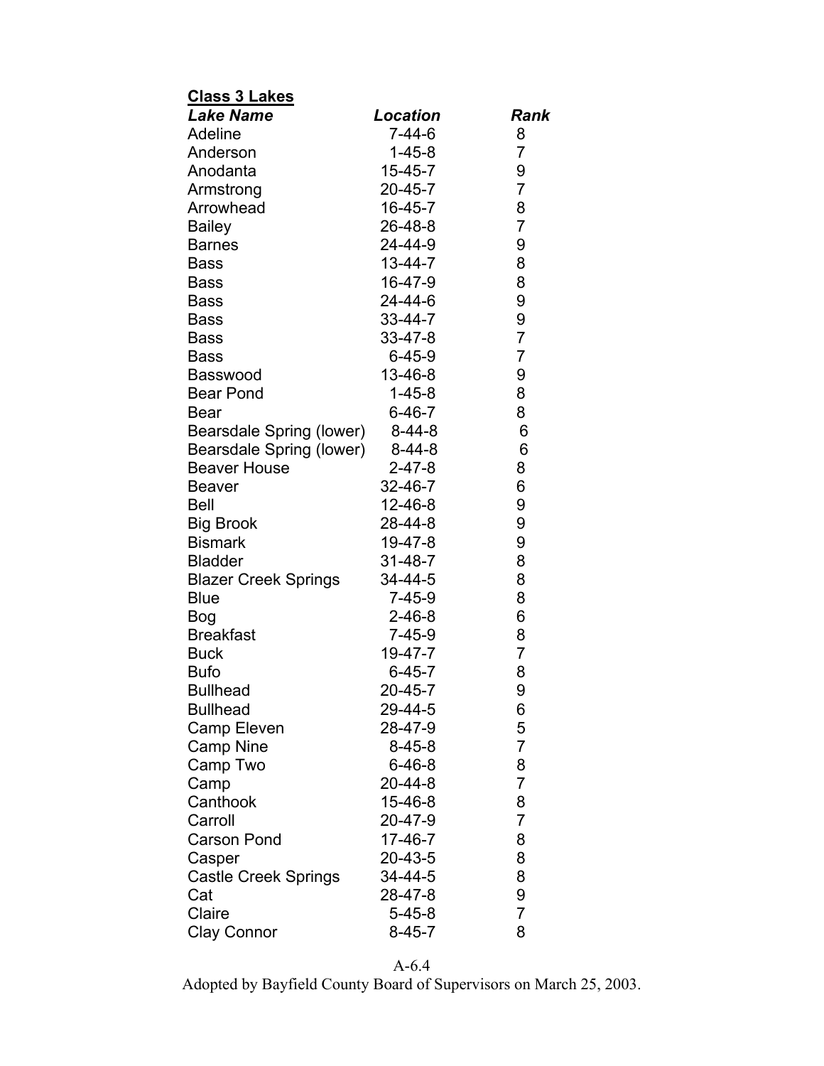**Class 3 Lakes**

| *Lake Name* | *Location* | *Rank* |
|---|---|---|
| Adeline | 7-44-6 | 8 |
| Anderson | 1-45-8 | 7 |
| Anodanta | 15-45-7 | 9 |
| Armstrong | 20-45-7 | 7 |
| Arrowhead | 16-45-7 | 8 |
| Bailey | 26-48-8 | 7 |
| Barnes | 24-44-9 | 9 |
| Bass | 13-44-7 | 8 |
| Bass | 16-47-9 | 8 |
| Bass | 24-44-6 | 9 |
| Bass | 33-44-7 | 9 |
| Bass | 33-47-8 | 7 |
| Bass | 6-45-9 | 7 |
| Basswood | 13-46-8 | 9 |
| Bear Pond | 1-45-8 | 8 |
| Bear | 6-46-7 | 8 |
| Bearsdale Spring (lower) | 8-44-8 | 6 |
| Bearsdale Spring (lower) | 8-44-8 | 6 |
| Beaver House | 2-47-8 | 8 |
| Beaver | 32-46-7 | 6 |
| Bell | 12-46-8 | 9 |
| Big Brook | 28-44-8 | 9 |
| Bismark | 19-47-8 | 9 |
| Bladder | 31-48-7 | 8 |
| Blazer Creek Springs | 34-44-5 | 8 |
| Blue | 7-45-9 | 8 |
| Bog | 2-46-8 | 6 |
| Breakfast | 7-45-9 | 8 |
| Buck | 19-47-7 | 7 |
| Bufo | 6-45-7 | 8 |
| Bullhead | 20-45-7 | 9 |
| Bullhead | 29-44-5 | 6 |
| Camp Eleven | 28-47-9 | 5 |
| Camp Nine | 8-45-8 | 7 |
| Camp Two | 6-46-8 | 8 |
| Camp | 20-44-8 | 7 |
| Canthook | 15-46-8 | 8 |
| Carroll | 20-47-9 | 7 |
| Carson Pond | 17-46-7 | 8 |
| Casper | 20-43-5 | 8 |
| Castle Creek Springs | 34-44-5 | 8 |
| Cat | 28-47-8 | 9 |
| Claire | 5-45-8 | 7 |
| Clay Connor | 8-45-7 | 8 |

A-6.4

Adopted by Bayfield County Board of Supervisors on March 25, 2003.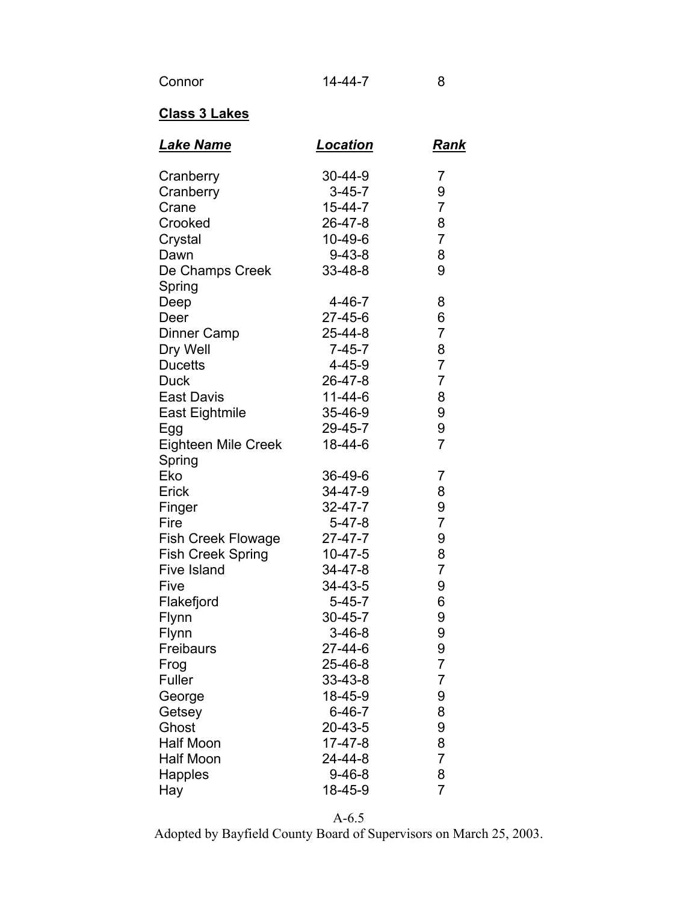| | | |
|---|---|---|
| Connor | 14-44-7 | 8 |

**Class 3 Lakes**

| ***Lake Name*** | ***Location*** | ***Rank*** |
|---|---|---|
| Cranberry | 30-44-9 | 7 |
| Cranberry | 3-45-7 | 9 |
| Crane | 15-44-7 | 7 |
| Crooked | 26-47-8 | 8 |
| Crystal | 10-49-6 | 7 |
| Dawn | 9-43-8 | 8 |
| De Champs Creek Spring | 33-48-8 | 9 |
| Deep | 4-46-7 | 8 |
| Deer | 27-45-6 | 6 |
| Dinner Camp | 25-44-8 | 7 |
| Dry Well | 7-45-7 | 8 |
| Ducetts | 4-45-9 | 7 |
| Duck | 26-47-8 | 7 |
| East Davis | 11-44-6 | 8 |
| East Eightmile | 35-46-9 | 9 |
| Egg | 29-45-7 | 9 |
| Eighteen Mile Creek Spring | 18-44-6 | 7 |
| Eko | 36-49-6 | 7 |
| Erick | 34-47-9 | 8 |
| Finger | 32-47-7 | 9 |
| Fire | 5-47-8 | 7 |
| Fish Creek Flowage | 27-47-7 | 9 |
| Fish Creek Spring | 10-47-5 | 8 |
| Five Island | 34-47-8 | 7 |
| Five | 34-43-5 | 9 |
| Flakefjord | 5-45-7 | 6 |
| Flynn | 30-45-7 | 9 |
| Flynn | 3-46-8 | 9 |
| Freibaurs | 27-44-6 | 9 |
| Frog | 25-46-8 | 7 |
| Fuller | 33-43-8 | 7 |
| George | 18-45-9 | 9 |
| Getsey | 6-46-7 | 8 |
| Ghost | 20-43-5 | 9 |
| Half Moon | 17-47-8 | 8 |
| Half Moon | 24-44-8 | 7 |
| Happles | 9-46-8 | 8 |
| Hay | 18-45-9 | 7 |

A-6.5

Adopted by Bayfield County Board of Supervisors on March 25, 2003.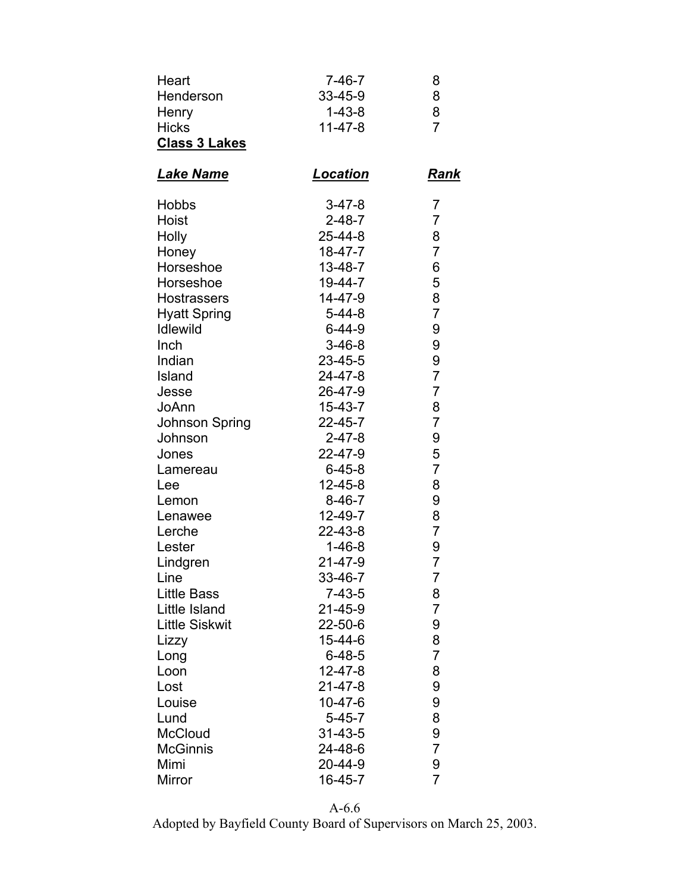| | | |
|---|---|---|
| Heart | 7-46-7 | 8 |
| Henderson | 33-45-9 | 8 |
| Henry | 1-43-8 | 8 |
| Hicks | 11-47-8 | 7 |

**Class 3 Lakes**

| ***Lake Name*** | ***Location*** | ***Rank*** |
|---|---|---|
| Hobbs | 3-47-8 | 7 |
| Hoist | 2-48-7 | 7 |
| Holly | 25-44-8 | 8 |
| Honey | 18-47-7 | 7 |
| Horseshoe | 13-48-7 | 6 |
| Horseshoe | 19-44-7 | 5 |
| Hostrassers | 14-47-9 | 8 |
| Hyatt Spring | 5-44-8 | 7 |
| Idlewild | 6-44-9 | 9 |
| Inch | 3-46-8 | 9 |
| Indian | 23-45-5 | 9 |
| Island | 24-47-8 | 7 |
| Jesse | 26-47-9 | 7 |
| JoAnn | 15-43-7 | 8 |
| Johnson Spring | 22-45-7 | 7 |
| Johnson | 2-47-8 | 9 |
| Jones | 22-47-9 | 5 |
| Lamereau | 6-45-8 | 7 |
| Lee | 12-45-8 | 8 |
| Lemon | 8-46-7 | 9 |
| Lenawee | 12-49-7 | 8 |
| Lerche | 22-43-8 | 7 |
| Lester | 1-46-8 | 9 |
| Lindgren | 21-47-9 | 7 |
| Line | 33-46-7 | 7 |
| Little Bass | 7-43-5 | 8 |
| Little Island | 21-45-9 | 7 |
| Little Siskwit | 22-50-6 | 9 |
| Lizzy | 15-44-6 | 8 |
| Long | 6-48-5 | 7 |
| Loon | 12-47-8 | 8 |
| Lost | 21-47-8 | 9 |
| Louise | 10-47-6 | 9 |
| Lund | 5-45-7 | 8 |
| McCloud | 31-43-5 | 9 |
| McGinnis | 24-48-6 | 7 |
| Mimi | 20-44-9 | 9 |
| Mirror | 16-45-7 | 7 |

A-6.6

Adopted by Bayfield County Board of Supervisors on March 25, 2003.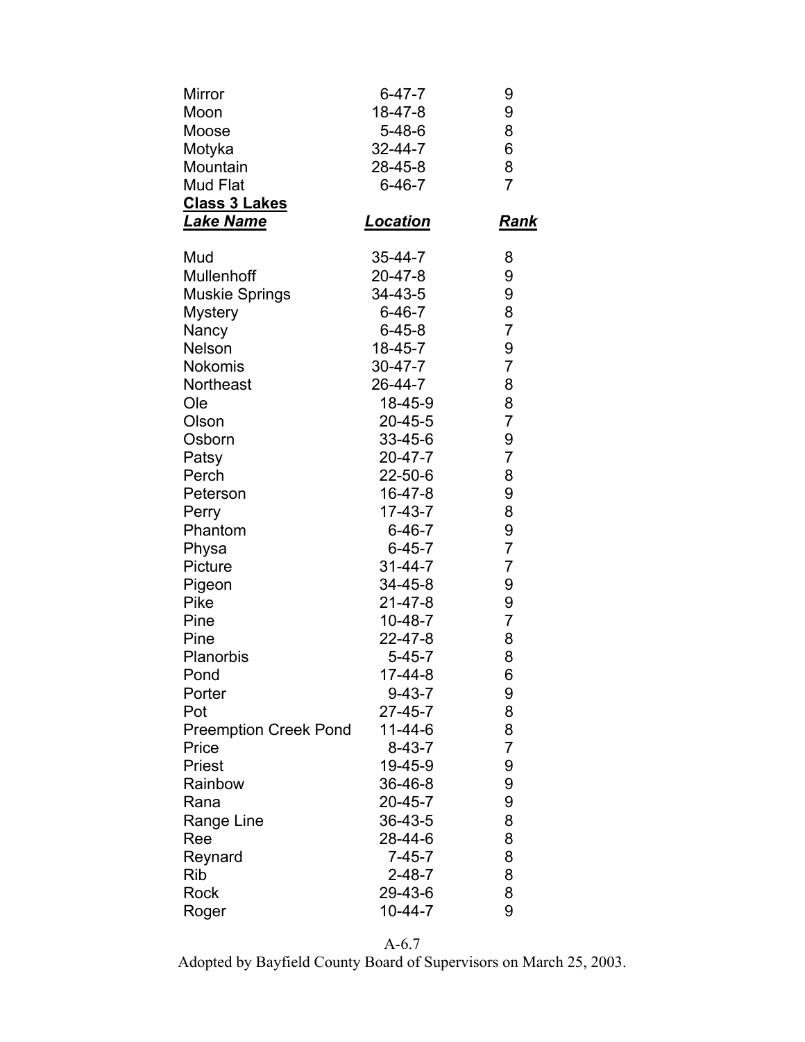| | | |
|---|---|---|
| Mirror | 6-47-7 | 9 |
| Moon | 18-47-8 | 9 |
| Moose | 5-48-6 | 8 |
| Motyka | 32-44-7 | 6 |
| Mountain | 28-45-8 | 8 |
| Mud Flat | 6-46-7 | 7 |

**Class 3 Lakes**

| ***Lake Name*** | ***Location*** | ***Rank*** |
|---|---|---|
| Mud | 35-44-7 | 8 |
| Mullenhoff | 20-47-8 | 9 |
| Muskie Springs | 34-43-5 | 9 |
| Mystery | 6-46-7 | 8 |
| Nancy | 6-45-8 | 7 |
| Nelson | 18-45-7 | 9 |
| Nokomis | 30-47-7 | 7 |
| Northeast | 26-44-7 | 8 |
| Ole | 18-45-9 | 8 |
| Olson | 20-45-5 | 7 |
| Osborn | 33-45-6 | 9 |
| Patsy | 20-47-7 | 7 |
| Perch | 22-50-6 | 8 |
| Peterson | 16-47-8 | 9 |
| Perry | 17-43-7 | 8 |
| Phantom | 6-46-7 | 9 |
| Physa | 6-45-7 | 7 |
| Picture | 31-44-7 | 7 |
| Pigeon | 34-45-8 | 9 |
| Pike | 21-47-8 | 9 |
| Pine | 10-48-7 | 7 |
| Pine | 22-47-8 | 8 |
| Planorbis | 5-45-7 | 8 |
| Pond | 17-44-8 | 6 |
| Porter | 9-43-7 | 9 |
| Pot | 27-45-7 | 8 |
| Preemption Creek Pond | 11-44-6 | 8 |
| Price | 8-43-7 | 7 |
| Priest | 19-45-9 | 9 |
| Rainbow | 36-46-8 | 9 |
| Rana | 20-45-7 | 9 |
| Range Line | 36-43-5 | 8 |
| Ree | 28-44-6 | 8 |
| Reynard | 7-45-7 | 8 |
| Rib | 2-48-7 | 8 |
| Rock | 29-43-6 | 8 |
| Roger | 10-44-7 | 9 |

A-6.7

Adopted by Bayfield County Board of Supervisors on March 25, 2003.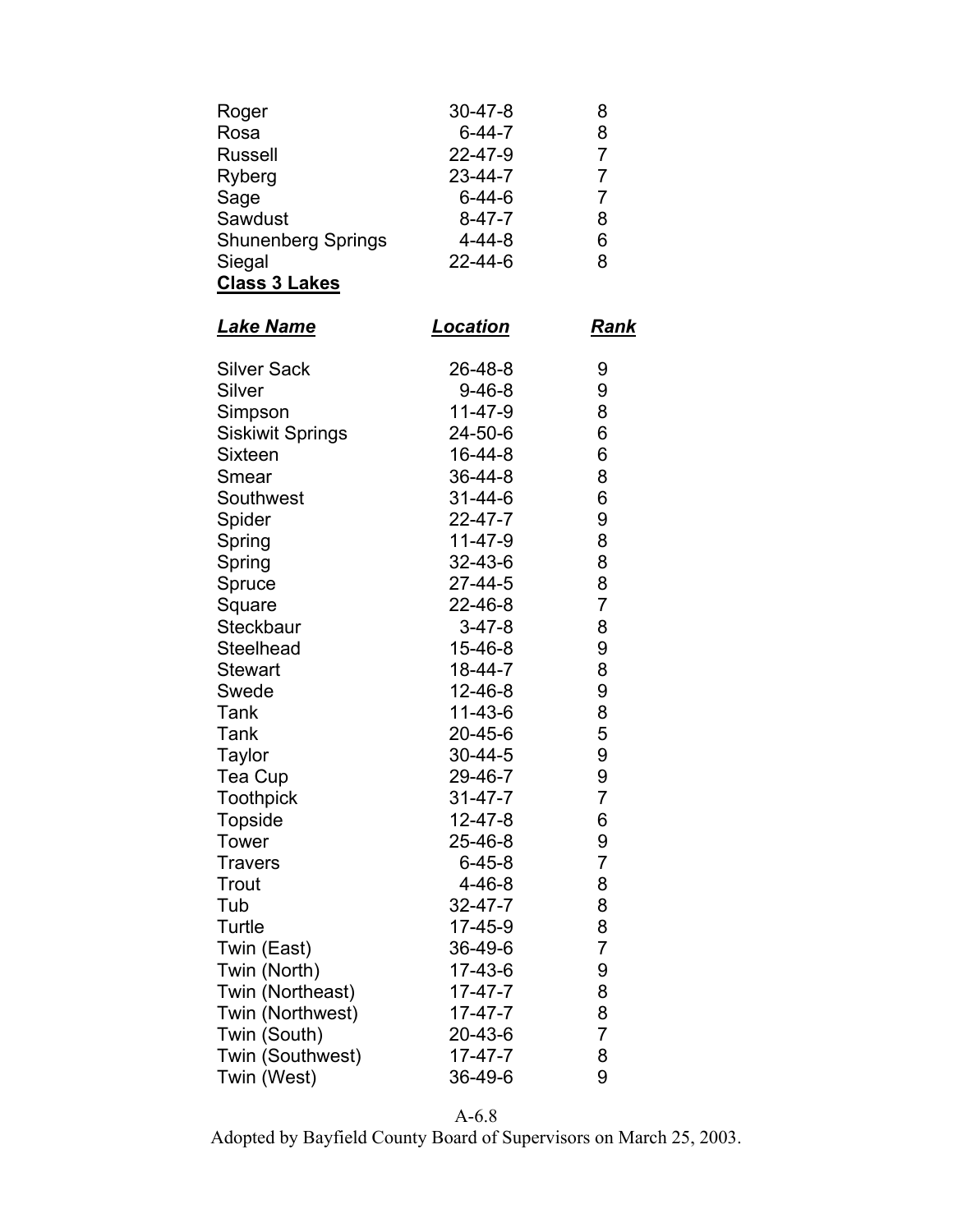| Lake Name | Location | Rank |
|---|---|---|
| Roger | 30-47-8 | 8 |
| Rosa | 6-44-7 | 8 |
| Russell | 22-47-9 | 7 |
| Ryberg | 23-44-7 | 7 |
| Sage | 6-44-6 | 7 |
| Sawdust | 8-47-7 | 8 |
| Shunenberg Springs | 4-44-8 | 6 |
| Siegal | 22-44-6 | 8 |

**Class 3 Lakes**

| ***Lake Name*** | ***Location*** | ***Rank*** |
|---|---|---|
| Silver Sack | 26-48-8 | 9 |
| Silver | 9-46-8 | 9 |
| Simpson | 11-47-9 | 8 |
| Siskiwit Springs | 24-50-6 | 6 |
| Sixteen | 16-44-8 | 6 |
| Smear | 36-44-8 | 8 |
| Southwest | 31-44-6 | 6 |
| Spider | 22-47-7 | 9 |
| Spring | 11-47-9 | 8 |
| Spring | 32-43-6 | 8 |
| Spruce | 27-44-5 | 8 |
| Square | 22-46-8 | 7 |
| Steckbaur | 3-47-8 | 8 |
| Steelhead | 15-46-8 | 9 |
| Stewart | 18-44-7 | 8 |
| Swede | 12-46-8 | 9 |
| Tank | 11-43-6 | 8 |
| Tank | 20-45-6 | 5 |
| Taylor | 30-44-5 | 9 |
| Tea Cup | 29-46-7 | 9 |
| Toothpick | 31-47-7 | 7 |
| Topside | 12-47-8 | 6 |
| Tower | 25-46-8 | 9 |
| Travers | 6-45-8 | 7 |
| Trout | 4-46-8 | 8 |
| Tub | 32-47-7 | 8 |
| Turtle | 17-45-9 | 8 |
| Twin (East) | 36-49-6 | 7 |
| Twin (North) | 17-43-6 | 9 |
| Twin (Northeast) | 17-47-7 | 8 |
| Twin (Northwest) | 17-47-7 | 8 |
| Twin (South) | 20-43-6 | 7 |
| Twin (Southwest) | 17-47-7 | 8 |
| Twin (West) | 36-49-6 | 9 |

A-6.8

Adopted by Bayfield County Board of Supervisors on March 25, 2003.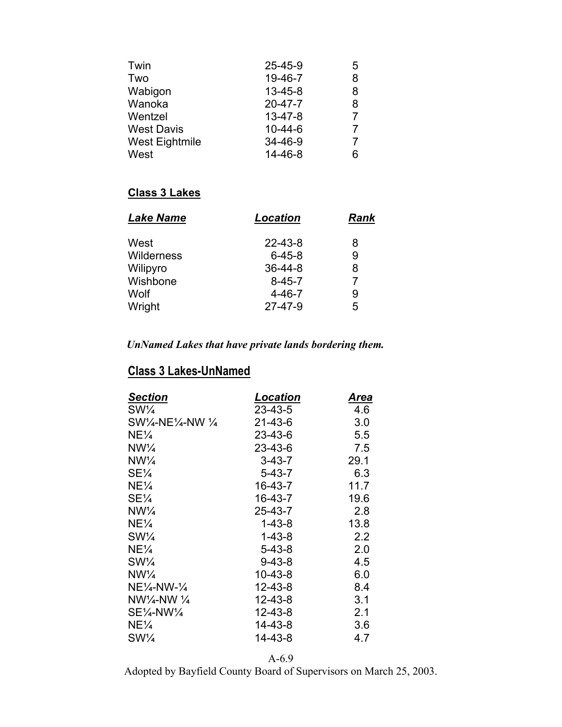| | | |
|---|---|---|
| Twin | 25-45-9 | 5 |
| Two | 19-46-7 | 8 |
| Wabigon | 13-45-8 | 8 |
| Wanoka | 20-47-7 | 8 |
| Wentzel | 13-47-8 | 7 |
| West Davis | 10-44-6 | 7 |
| West Eightmile | 34-46-9 | 7 |
| West | 14-46-8 | 6 |

## Class 3 Lakes

| ***Lake Name*** | ***Location*** | ***Rank*** |
|---|---|---|
| West | 22-43-8 | 8 |
| Wilderness | 6-45-8 | 9 |
| Wilipyro | 36-44-8 | 8 |
| Wishbone | 8-45-7 | 7 |
| Wolf | 4-46-7 | 9 |
| Wright | 27-47-9 | 5 |

***UnNamed Lakes that have private lands bordering them.***

## Class 3 Lakes-UnNamed

| ***Section*** | ***Location*** | ***Area*** |
|---|---|---|
| SW¼ | 23-43-5 | 4.6 |
| SW¼-NE¼-NW ¼ | 21-43-6 | 3.0 |
| NE¼ | 23-43-6 | 5.5 |
| NW¼ | 23-43-6 | 7.5 |
| NW¼ | 3-43-7 | 29.1 |
| SE¼ | 5-43-7 | 6.3 |
| NE¼ | 16-43-7 | 11.7 |
| SE¼ | 16-43-7 | 19.6 |
| NW¼ | 25-43-7 | 2.8 |
| NE¼ | 1-43-8 | 13.8 |
| SW¼ | 1-43-8 | 2.2 |
| NE¼ | 5-43-8 | 2.0 |
| SW¼ | 9-43-8 | 4.5 |
| NW¼ | 10-43-8 | 6.0 |
| NE¼-NW-¼ | 12-43-8 | 8.4 |
| NW¼-NW ¼ | 12-43-8 | 3.1 |
| SE¼-NW¼ | 12-43-8 | 2.1 |
| NE¼ | 14-43-8 | 3.6 |
| SW¼ | 14-43-8 | 4.7 |

A-6.9

Adopted by Bayfield County Board of Supervisors on March 25, 2003.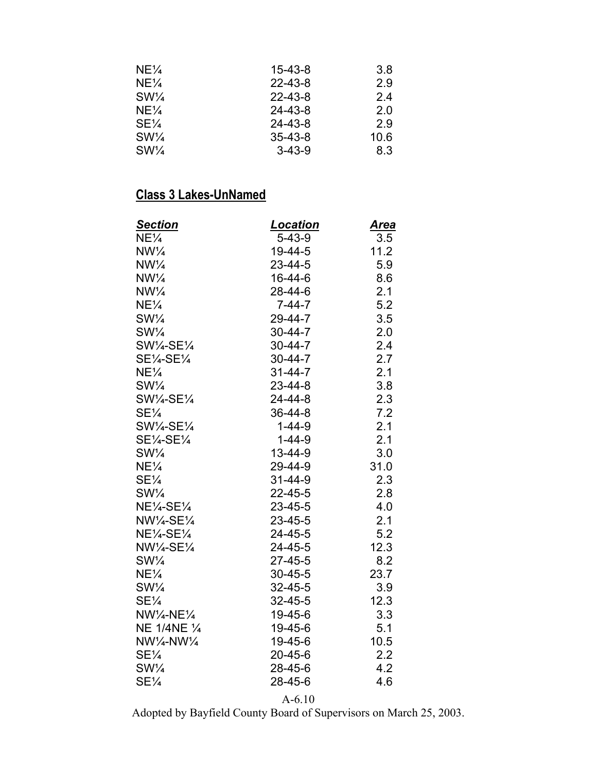| | | |
|---|---|---|
| NE¼ | 15-43-8 | 3.8 |
| NE¼ | 22-43-8 | 2.9 |
| SW¼ | 22-43-8 | 2.4 |
| NE¼ | 24-43-8 | 2.0 |
| SE¼ | 24-43-8 | 2.9 |
| SW¼ | 35-43-8 | 10.6 |
| SW¼ | 3-43-9 | 8.3 |

## Class 3 Lakes-UnNamed

| *Section* | *Location* | *Area* |
|---|---|---|
| NE¼ | 5-43-9 | 3.5 |
| NW¼ | 19-44-5 | 11.2 |
| NW¼ | 23-44-5 | 5.9 |
| NW¼ | 16-44-6 | 8.6 |
| NW¼ | 28-44-6 | 2.1 |
| NE¼ | 7-44-7 | 5.2 |
| SW¼ | 29-44-7 | 3.5 |
| SW¼ | 30-44-7 | 2.0 |
| SW¼-SE¼ | 30-44-7 | 2.4 |
| SE¼-SE¼ | 30-44-7 | 2.7 |
| NE¼ | 31-44-7 | 2.1 |
| SW¼ | 23-44-8 | 3.8 |
| SW¼-SE¼ | 24-44-8 | 2.3 |
| SE¼ | 36-44-8 | 7.2 |
| SW¼-SE¼ | 1-44-9 | 2.1 |
| SE¼-SE¼ | 1-44-9 | 2.1 |
| SW¼ | 13-44-9 | 3.0 |
| NE¼ | 29-44-9 | 31.0 |
| SE¼ | 31-44-9 | 2.3 |
| SW¼ | 22-45-5 | 2.8 |
| NE¼-SE¼ | 23-45-5 | 4.0 |
| NW¼-SE¼ | 23-45-5 | 2.1 |
| NE¼-SE¼ | 24-45-5 | 5.2 |
| NW¼-SE¼ | 24-45-5 | 12.3 |
| SW¼ | 27-45-5 | 8.2 |
| NE¼ | 30-45-5 | 23.7 |
| SW¼ | 32-45-5 | 3.9 |
| SE¼ | 32-45-5 | 12.3 |
| NW¼-NE¼ | 19-45-6 | 3.3 |
| NE 1/4NE ¼ | 19-45-6 | 5.1 |
| NW¼-NW¼ | 19-45-6 | 10.5 |
| SE¼ | 20-45-6 | 2.2 |
| SW¼ | 28-45-6 | 4.2 |
| SE¼ | 28-45-6 | 4.6 |

A-6.10

Adopted by Bayfield County Board of Supervisors on March 25, 2003.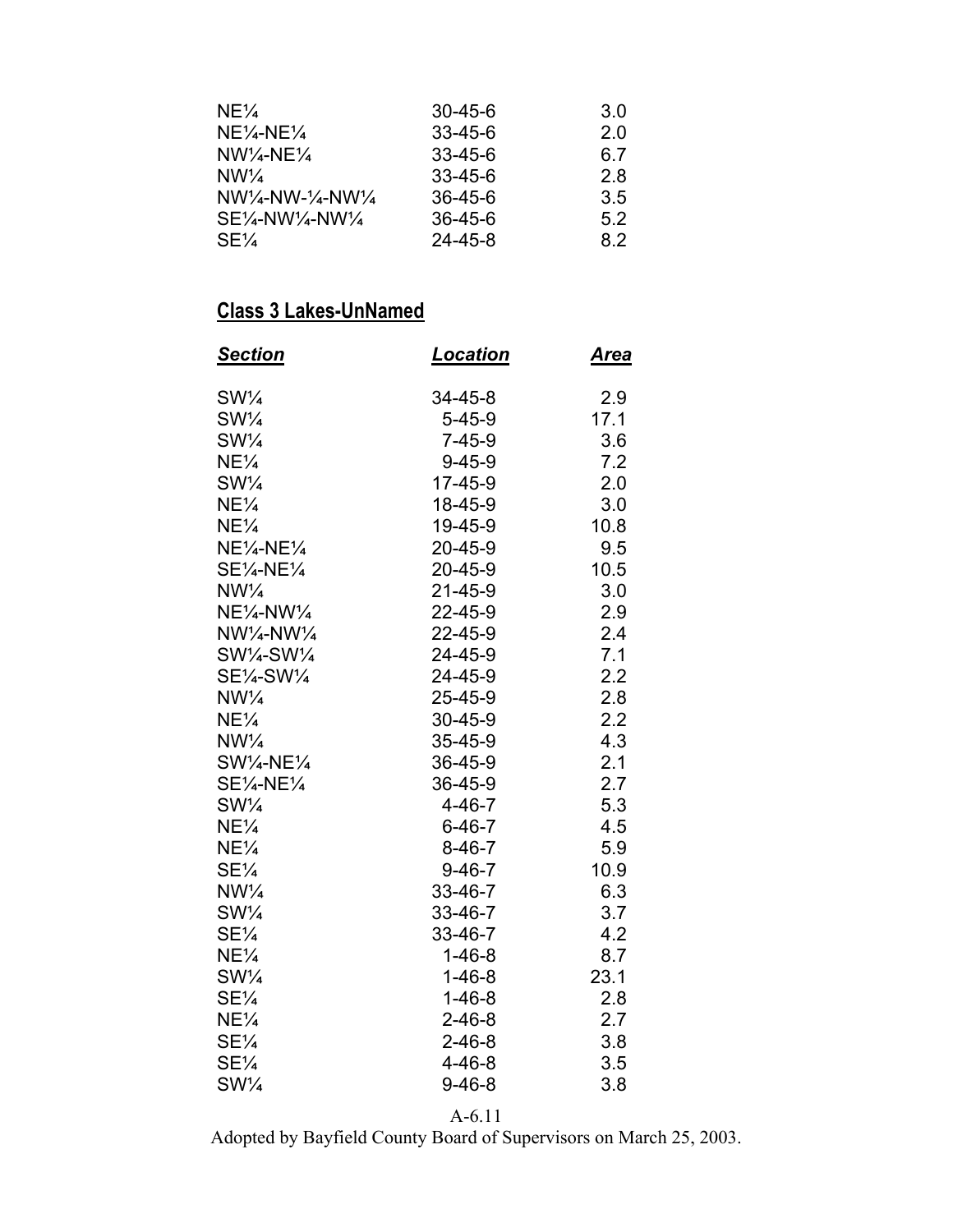| | | |
|---|---|---|
| NE¼ | 30-45-6 | 3.0 |
| NE¼-NE¼ | 33-45-6 | 2.0 |
| NW¼-NE¼ | 33-45-6 | 6.7 |
| NW¼ | 33-45-6 | 2.8 |
| NW¼-NW-¼-NW¼ | 36-45-6 | 3.5 |
| SE¼-NW¼-NW¼ | 36-45-6 | 5.2 |
| SE¼ | 24-45-8 | 8.2 |

## Class 3 Lakes-UnNamed

| ***Section*** | ***Location*** | ***Area*** |
|---|---|---|
| SW¼ | 34-45-8 | 2.9 |
| SW¼ | 5-45-9 | 17.1 |
| SW¼ | 7-45-9 | 3.6 |
| NE¼ | 9-45-9 | 7.2 |
| SW¼ | 17-45-9 | 2.0 |
| NE¼ | 18-45-9 | 3.0 |
| NE¼ | 19-45-9 | 10.8 |
| NE¼-NE¼ | 20-45-9 | 9.5 |
| SE¼-NE¼ | 20-45-9 | 10.5 |
| NW¼ | 21-45-9 | 3.0 |
| NE¼-NW¼ | 22-45-9 | 2.9 |
| NW¼-NW¼ | 22-45-9 | 2.4 |
| SW¼-SW¼ | 24-45-9 | 7.1 |
| SE¼-SW¼ | 24-45-9 | 2.2 |
| NW¼ | 25-45-9 | 2.8 |
| NE¼ | 30-45-9 | 2.2 |
| NW¼ | 35-45-9 | 4.3 |
| SW¼-NE¼ | 36-45-9 | 2.1 |
| SE¼-NE¼ | 36-45-9 | 2.7 |
| SW¼ | 4-46-7 | 5.3 |
| NE¼ | 6-46-7 | 4.5 |
| NE¼ | 8-46-7 | 5.9 |
| SE¼ | 9-46-7 | 10.9 |
| NW¼ | 33-46-7 | 6.3 |
| SW¼ | 33-46-7 | 3.7 |
| SE¼ | 33-46-7 | 4.2 |
| NE¼ | 1-46-8 | 8.7 |
| SW¼ | 1-46-8 | 23.1 |
| SE¼ | 1-46-8 | 2.8 |
| NE¼ | 2-46-8 | 2.7 |
| SE¼ | 2-46-8 | 3.8 |
| SE¼ | 4-46-8 | 3.5 |
| SW¼ | 9-46-8 | 3.8 |

A-6.11

Adopted by Bayfield County Board of Supervisors on March 25, 2003.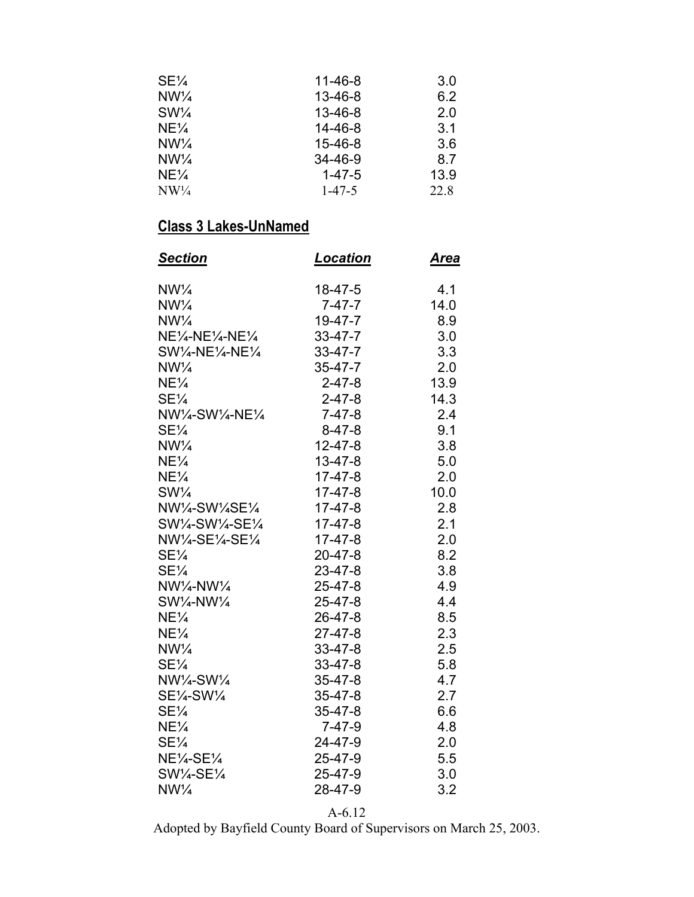| | | |
|---|---|---|
| SE¼ | 11-46-8 | 3.0 |
| NW¼ | 13-46-8 | 6.2 |
| SW¼ | 13-46-8 | 2.0 |
| NE¼ | 14-46-8 | 3.1 |
| NW¼ | 15-46-8 | 3.6 |
| NW¼ | 34-46-9 | 8.7 |
| NE¼ | 1-47-5 | 13.9 |
| NW¼ | 1-47-5 | 22.8 |

## Class 3 Lakes-UnNamed

| ***Section*** | ***Location*** | ***Area*** |
|---|---|---|
| NW¼ | 18-47-5 | 4.1 |
| NW¼ | 7-47-7 | 14.0 |
| NW¼ | 19-47-7 | 8.9 |
| NE¼-NE¼-NE¼ | 33-47-7 | 3.0 |
| SW¼-NE¼-NE¼ | 33-47-7 | 3.3 |
| NW¼ | 35-47-7 | 2.0 |
| NE¼ | 2-47-8 | 13.9 |
| SE¼ | 2-47-8 | 14.3 |
| NW¼-SW¼-NE¼ | 7-47-8 | 2.4 |
| SE¼ | 8-47-8 | 9.1 |
| NW¼ | 12-47-8 | 3.8 |
| NE¼ | 13-47-8 | 5.0 |
| NE¼ | 17-47-8 | 2.0 |
| SW¼ | 17-47-8 | 10.0 |
| NW¼-SW¼SE¼ | 17-47-8 | 2.8 |
| SW¼-SW¼-SE¼ | 17-47-8 | 2.1 |
| NW¼-SE¼-SE¼ | 17-47-8 | 2.0 |
| SE¼ | 20-47-8 | 8.2 |
| SE¼ | 23-47-8 | 3.8 |
| NW¼-NW¼ | 25-47-8 | 4.9 |
| SW¼-NW¼ | 25-47-8 | 4.4 |
| NE¼ | 26-47-8 | 8.5 |
| NE¼ | 27-47-8 | 2.3 |
| NW¼ | 33-47-8 | 2.5 |
| SE¼ | 33-47-8 | 5.8 |
| NW¼-SW¼ | 35-47-8 | 4.7 |
| SE¼-SW¼ | 35-47-8 | 2.7 |
| SE¼ | 35-47-8 | 6.6 |
| NE¼ | 7-47-9 | 4.8 |
| SE¼ | 24-47-9 | 2.0 |
| NE¼-SE¼ | 25-47-9 | 5.5 |
| SW¼-SE¼ | 25-47-9 | 3.0 |
| NW¼ | 28-47-9 | 3.2 |

A-6.12

Adopted by Bayfield County Board of Supervisors on March 25, 2003.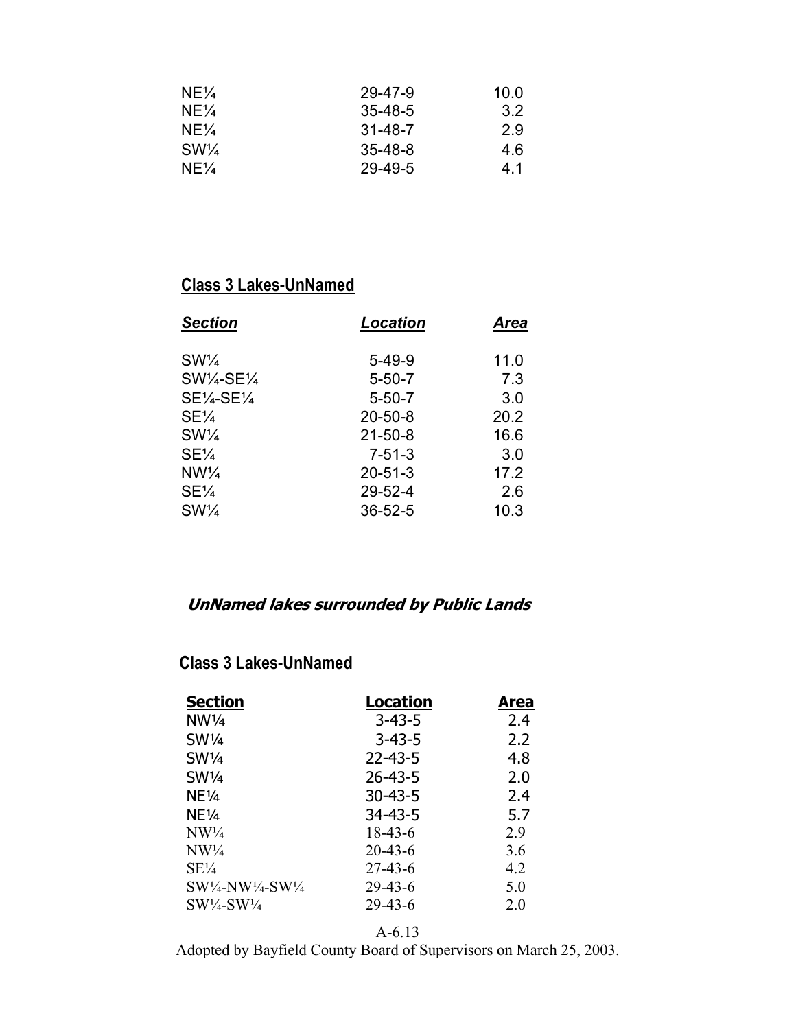| | | |
|---|---|---|
| NE¼ | 29-47-9 | 10.0 |
| NE¼ | 35-48-5 | 3.2 |
| NE¼ | 31-48-7 | 2.9 |
| SW¼ | 35-48-8 | 4.6 |
| NE¼ | 29-49-5 | 4.1 |

## Class 3 Lakes-UnNamed

| ***Section*** | ***Location*** | ***Area*** |
|---|---|---|
| SW¼ | 5-49-9 | 11.0 |
| SW¼-SE¼ | 5-50-7 | 7.3 |
| SE¼-SE¼ | 5-50-7 | 3.0 |
| SE¼ | 20-50-8 | 20.2 |
| SW¼ | 21-50-8 | 16.6 |
| SE¼ | 7-51-3 | 3.0 |
| NW¼ | 20-51-3 | 17.2 |
| SE¼ | 29-52-4 | 2.6 |
| SW¼ | 36-52-5 | 10.3 |

***UnNamed lakes surrounded by Public Lands***

## Class 3 Lakes-UnNamed

| **Section** | **Location** | **Area** |
|---|---|---|
| NW¼ | 3-43-5 | 2.4 |
| SW¼ | 3-43-5 | 2.2 |
| SW¼ | 22-43-5 | 4.8 |
| SW¼ | 26-43-5 | 2.0 |
| NE¼ | 30-43-5 | 2.4 |
| NE¼ | 34-43-5 | 5.7 |
| NW¼ | 18-43-6 | 2.9 |
| NW¼ | 20-43-6 | 3.6 |
| SE¼ | 27-43-6 | 4.2 |
| SW¼-NW¼-SW¼ | 29-43-6 | 5.0 |
| SW¼-SW¼ | 29-43-6 | 2.0 |

A-6.13

Adopted by Bayfield County Board of Supervisors on March 25, 2003.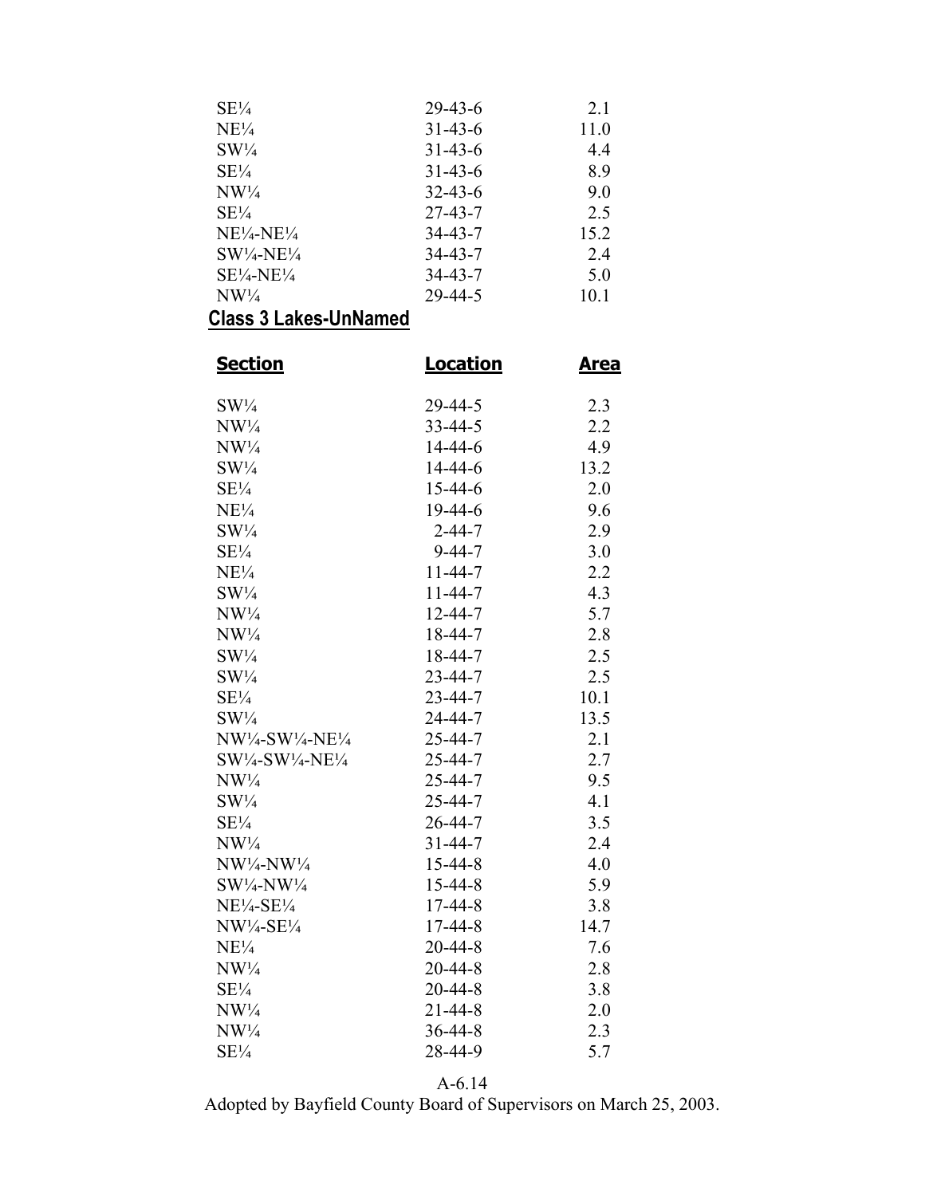| | | |
|---|---|---|
| SE¼ | 29-43-6 | 2.1 |
| NE¼ | 31-43-6 | 11.0 |
| SW¼ | 31-43-6 | 4.4 |
| SE¼ | 31-43-6 | 8.9 |
| NW¼ | 32-43-6 | 9.0 |
| SE¼ | 27-43-7 | 2.5 |
| NE¼-NE¼ | 34-43-7 | 15.2 |
| SW¼-NE¼ | 34-43-7 | 2.4 |
| SE¼-NE¼ | 34-43-7 | 5.0 |
| NW¼ | 29-44-5 | 10.1 |

## Class 3 Lakes-UnNamed

| Section | Location | Area |
|---|---|---|
| SW¼ | 29-44-5 | 2.3 |
| NW¼ | 33-44-5 | 2.2 |
| NW¼ | 14-44-6 | 4.9 |
| SW¼ | 14-44-6 | 13.2 |
| SE¼ | 15-44-6 | 2.0 |
| NE¼ | 19-44-6 | 9.6 |
| SW¼ | 2-44-7 | 2.9 |
| SE¼ | 9-44-7 | 3.0 |
| NE¼ | 11-44-7 | 2.2 |
| SW¼ | 11-44-7 | 4.3 |
| NW¼ | 12-44-7 | 5.7 |
| NW¼ | 18-44-7 | 2.8 |
| SW¼ | 18-44-7 | 2.5 |
| SW¼ | 23-44-7 | 2.5 |
| SE¼ | 23-44-7 | 10.1 |
| SW¼ | 24-44-7 | 13.5 |
| NW¼-SW¼-NE¼ | 25-44-7 | 2.1 |
| SW¼-SW¼-NE¼ | 25-44-7 | 2.7 |
| NW¼ | 25-44-7 | 9.5 |
| SW¼ | 25-44-7 | 4.1 |
| SE¼ | 26-44-7 | 3.5 |
| NW¼ | 31-44-7 | 2.4 |
| NW¼-NW¼ | 15-44-8 | 4.0 |
| SW¼-NW¼ | 15-44-8 | 5.9 |
| NE¼-SE¼ | 17-44-8 | 3.8 |
| NW¼-SE¼ | 17-44-8 | 14.7 |
| NE¼ | 20-44-8 | 7.6 |
| NW¼ | 20-44-8 | 2.8 |
| SE¼ | 20-44-8 | 3.8 |
| NW¼ | 21-44-8 | 2.0 |
| NW¼ | 36-44-8 | 2.3 |
| SE¼ | 28-44-9 | 5.7 |

A-6.14

Adopted by Bayfield County Board of Supervisors on March 25, 2003.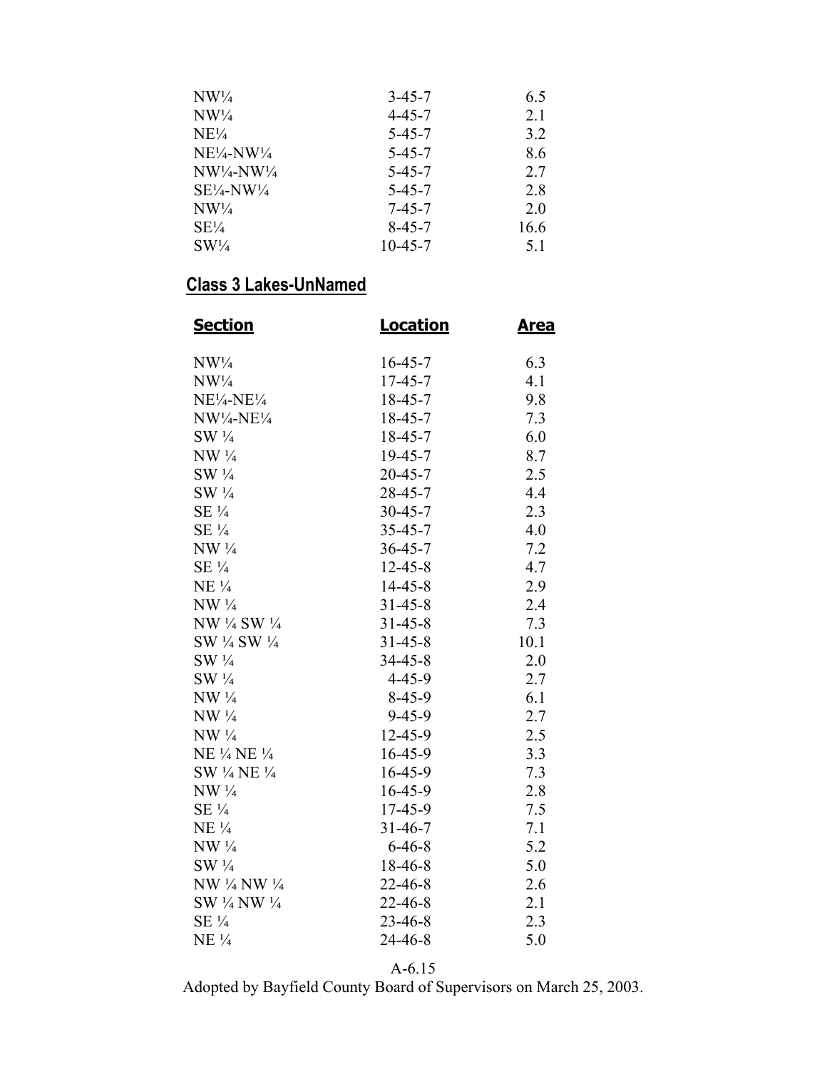| | | |
|---|---|---|
| NW¼ | 3-45-7 | 6.5 |
| NW¼ | 4-45-7 | 2.1 |
| NE¼ | 5-45-7 | 3.2 |
| NE¼-NW¼ | 5-45-7 | 8.6 |
| NW¼-NW¼ | 5-45-7 | 2.7 |
| SE¼-NW¼ | 5-45-7 | 2.8 |
| NW¼ | 7-45-7 | 2.0 |
| SE¼ | 8-45-7 | 16.6 |
| SW¼ | 10-45-7 | 5.1 |

## Class 3 Lakes-UnNamed

| Section | Location | Area |
|---|---|---|
| NW¼ | 16-45-7 | 6.3 |
| NW¼ | 17-45-7 | 4.1 |
| NE¼-NE¼ | 18-45-7 | 9.8 |
| NW¼-NE¼ | 18-45-7 | 7.3 |
| SW ¼ | 18-45-7 | 6.0 |
| NW ¼ | 19-45-7 | 8.7 |
| SW ¼ | 20-45-7 | 2.5 |
| SW ¼ | 28-45-7 | 4.4 |
| SE ¼ | 30-45-7 | 2.3 |
| SE ¼ | 35-45-7 | 4.0 |
| NW ¼ | 36-45-7 | 7.2 |
| SE ¼ | 12-45-8 | 4.7 |
| NE ¼ | 14-45-8 | 2.9 |
| NW ¼ | 31-45-8 | 2.4 |
| NW ¼ SW ¼ | 31-45-8 | 7.3 |
| SW ¼ SW ¼ | 31-45-8 | 10.1 |
| SW ¼ | 34-45-8 | 2.0 |
| SW ¼ | 4-45-9 | 2.7 |
| NW ¼ | 8-45-9 | 6.1 |
| NW ¼ | 9-45-9 | 2.7 |
| NW ¼ | 12-45-9 | 2.5 |
| NE ¼ NE ¼ | 16-45-9 | 3.3 |
| SW ¼ NE ¼ | 16-45-9 | 7.3 |
| NW ¼ | 16-45-9 | 2.8 |
| SE ¼ | 17-45-9 | 7.5 |
| NE ¼ | 31-46-7 | 7.1 |
| NW ¼ | 6-46-8 | 5.2 |
| SW ¼ | 18-46-8 | 5.0 |
| NW ¼ NW ¼ | 22-46-8 | 2.6 |
| SW ¼ NW ¼ | 22-46-8 | 2.1 |
| SE ¼ | 23-46-8 | 2.3 |
| NE ¼ | 24-46-8 | 5.0 |

A-6.15

Adopted by Bayfield County Board of Supervisors on March 25, 2003.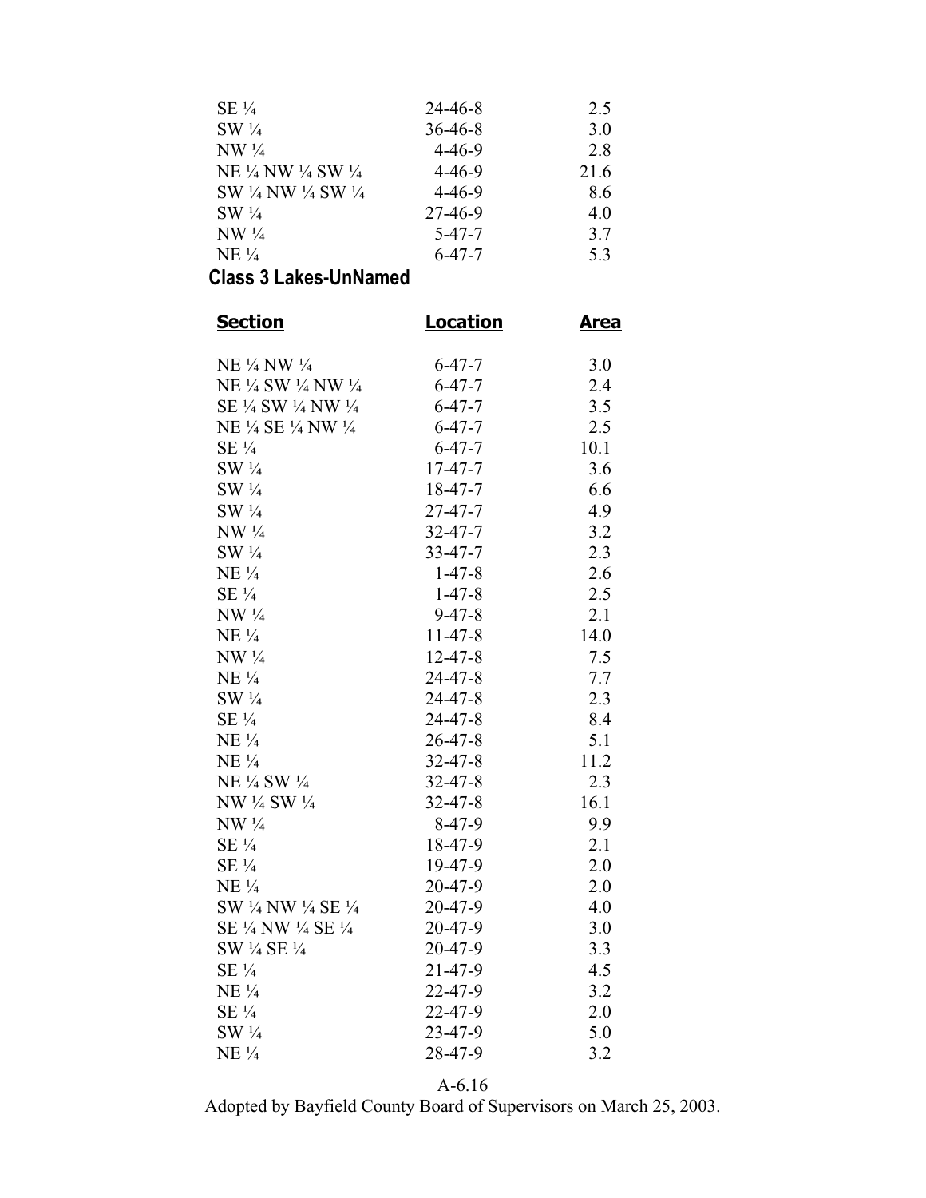| | | |
|---|---|---|
| SE ¼ | 24-46-8 | 2.5 |
| SW ¼ | 36-46-8 | 3.0 |
| NW ¼ | 4-46-9 | 2.8 |
| NE ¼ NW ¼ SW ¼ | 4-46-9 | 21.6 |
| SW ¼ NW ¼ SW ¼ | 4-46-9 | 8.6 |
| SW ¼ | 27-46-9 | 4.0 |
| NW ¼ | 5-47-7 | 3.7 |
| NE ¼ | 6-47-7 | 5.3 |

## Class 3 Lakes-UnNamed

| **Section** | **Location** | **Area** |
|---|---|---|
| NE ¼ NW ¼ | 6-47-7 | 3.0 |
| NE ¼ SW ¼ NW ¼ | 6-47-7 | 2.4 |
| SE ¼ SW ¼ NW ¼ | 6-47-7 | 3.5 |
| NE ¼ SE ¼ NW ¼ | 6-47-7 | 2.5 |
| SE ¼ | 6-47-7 | 10.1 |
| SW ¼ | 17-47-7 | 3.6 |
| SW ¼ | 18-47-7 | 6.6 |
| SW ¼ | 27-47-7 | 4.9 |
| NW ¼ | 32-47-7 | 3.2 |
| SW ¼ | 33-47-7 | 2.3 |
| NE ¼ | 1-47-8 | 2.6 |
| SE ¼ | 1-47-8 | 2.5 |
| NW ¼ | 9-47-8 | 2.1 |
| NE ¼ | 11-47-8 | 14.0 |
| NW ¼ | 12-47-8 | 7.5 |
| NE ¼ | 24-47-8 | 7.7 |
| SW ¼ | 24-47-8 | 2.3 |
| SE ¼ | 24-47-8 | 8.4 |
| NE ¼ | 26-47-8 | 5.1 |
| NE ¼ | 32-47-8 | 11.2 |
| NE ¼ SW ¼ | 32-47-8 | 2.3 |
| NW ¼ SW ¼ | 32-47-8 | 16.1 |
| NW ¼ | 8-47-9 | 9.9 |
| SE ¼ | 18-47-9 | 2.1 |
| SE ¼ | 19-47-9 | 2.0 |
| NE ¼ | 20-47-9 | 2.0 |
| SW ¼ NW ¼ SE ¼ | 20-47-9 | 4.0 |
| SE ¼ NW ¼ SE ¼ | 20-47-9 | 3.0 |
| SW ¼ SE ¼ | 20-47-9 | 3.3 |
| SE ¼ | 21-47-9 | 4.5 |
| NE ¼ | 22-47-9 | 3.2 |
| SE ¼ | 22-47-9 | 2.0 |
| SW ¼ | 23-47-9 | 5.0 |
| NE ¼ | 28-47-9 | 3.2 |

A-6.16

Adopted by Bayfield County Board of Supervisors on March 25, 2003.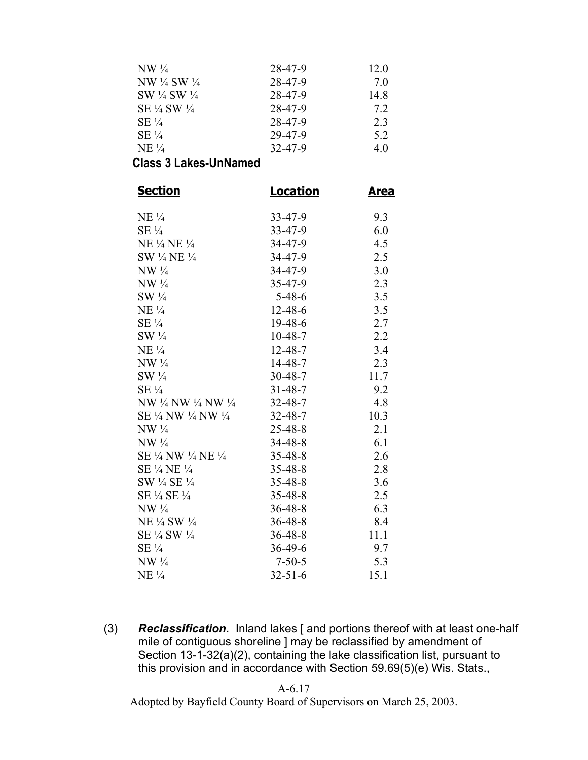| | | |
|---|---|---|
| NW ¼ | 28-47-9 | 12.0 |
| NW ¼ SW ¼ | 28-47-9 | 7.0 |
| SW ¼ SW ¼ | 28-47-9 | 14.8 |
| SE ¼ SW ¼ | 28-47-9 | 7.2 |
| SE ¼ | 28-47-9 | 2.3 |
| SE ¼ | 29-47-9 | 5.2 |
| NE ¼ | 32-47-9 | 4.0 |

**Class 3 Lakes-UnNamed**

| Section | Location | Area |
|---|---|---|
| NE ¼ | 33-47-9 | 9.3 |
| SE ¼ | 33-47-9 | 6.0 |
| NE ¼ NE ¼ | 34-47-9 | 4.5 |
| SW ¼ NE ¼ | 34-47-9 | 2.5 |
| NW ¼ | 34-47-9 | 3.0 |
| NW ¼ | 35-47-9 | 2.3 |
| SW ¼ | 5-48-6 | 3.5 |
| NE ¼ | 12-48-6 | 3.5 |
| SE ¼ | 19-48-6 | 2.7 |
| SW ¼ | 10-48-7 | 2.2 |
| NE ¼ | 12-48-7 | 3.4 |
| NW ¼ | 14-48-7 | 2.3 |
| SW ¼ | 30-48-7 | 11.7 |
| SE ¼ | 31-48-7 | 9.2 |
| NW ¼ NW ¼ NW ¼ | 32-48-7 | 4.8 |
| SE ¼ NW ¼ NW ¼ | 32-48-7 | 10.3 |
| NW ¼ | 25-48-8 | 2.1 |
| NW ¼ | 34-48-8 | 6.1 |
| SE ¼ NW ¼ NE ¼ | 35-48-8 | 2.6 |
| SE ¼ NE ¼ | 35-48-8 | 2.8 |
| SW ¼ SE ¼ | 35-48-8 | 3.6 |
| SE ¼ SE ¼ | 35-48-8 | 2.5 |
| NW ¼ | 36-48-8 | 6.3 |
| NE ¼ SW ¼ | 36-48-8 | 8.4 |
| SE ¼ SW ¼ | 36-48-8 | 11.1 |
| SE ¼ | 36-49-6 | 9.7 |
| NW ¼ | 7-50-5 | 5.3 |
| NE ¼ | 32-51-6 | 15.1 |

(3) ***Reclassification.*** Inland lakes [ and portions thereof with at least one-half mile of contiguous shoreline ] may be reclassified by amendment of Section 13-1-32(a)(2), containing the lake classification list, pursuant to this provision and in accordance with Section 59.69(5)(e) Wis. Stats.,

A-6.17

Adopted by Bayfield County Board of Supervisors on March 25, 2003.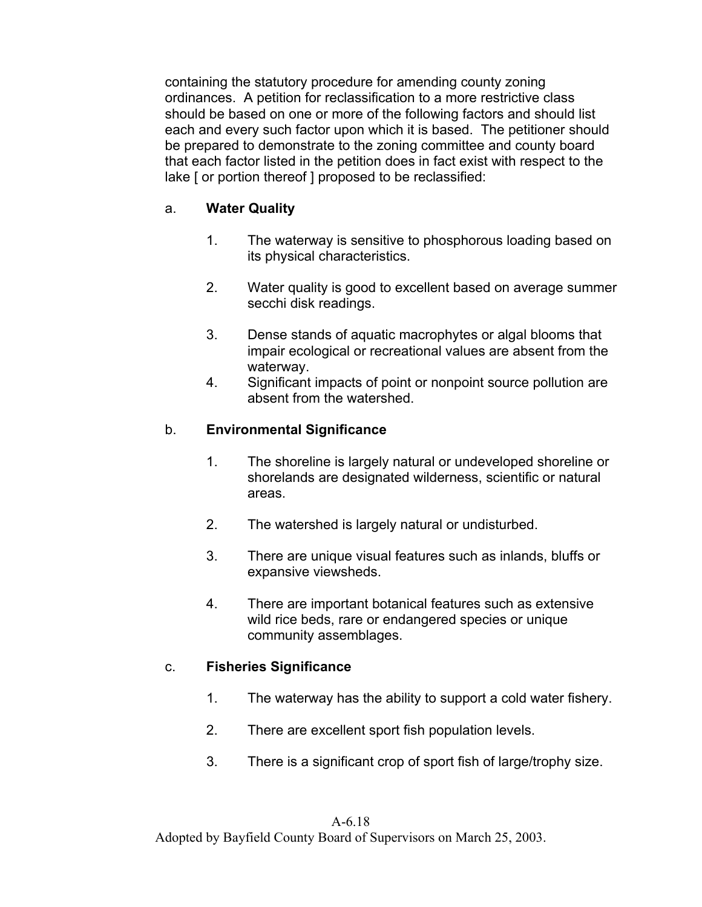containing the statutory procedure for amending county zoning ordinances. A petition for reclassification to a more restrictive class should be based on one or more of the following factors and should list each and every such factor upon which it is based. The petitioner should be prepared to demonstrate to the zoning committee and county board that each factor listed in the petition does in fact exist with respect to the lake [ or portion thereof ] proposed to be reclassified:

a. **Water Quality**

1. The waterway is sensitive to phosphorous loading based on its physical characteristics.

2. Water quality is good to excellent based on average summer secchi disk readings.

3. Dense stands of aquatic macrophytes or algal blooms that impair ecological or recreational values are absent from the waterway.

4. Significant impacts of point or nonpoint source pollution are absent from the watershed.

b. **Environmental Significance**

1. The shoreline is largely natural or undeveloped shoreline or shorelands are designated wilderness, scientific or natural areas.

2. The watershed is largely natural or undisturbed.

3. There are unique visual features such as inlands, bluffs or expansive viewsheds.

4. There are important botanical features such as extensive wild rice beds, rare or endangered species or unique community assemblages.

c. **Fisheries Significance**

1. The waterway has the ability to support a cold water fishery.

2. There are excellent sport fish population levels.

3. There is a significant crop of sport fish of large/trophy size.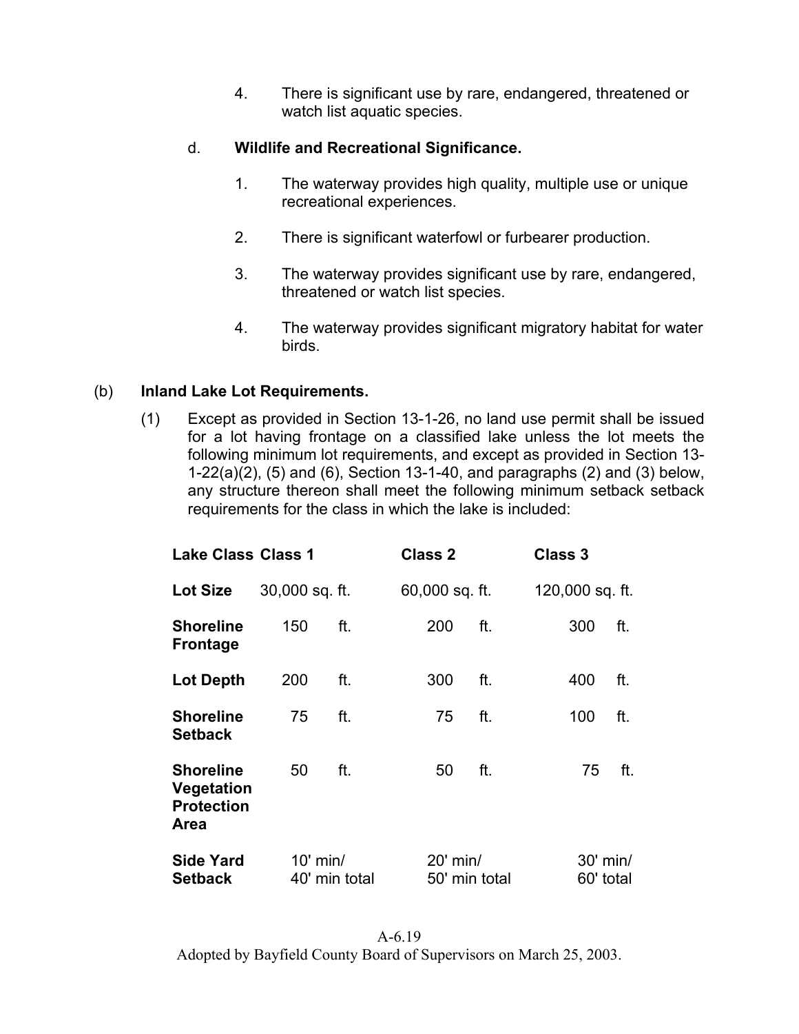4. There is significant use by rare, endangered, threatened or watch list aquatic species.

d. **Wildlife and Recreational Significance.**

1. The waterway provides high quality, multiple use or unique recreational experiences.

2. There is significant waterfowl or furbearer production.

3. The waterway provides significant use by rare, endangered, threatened or watch list species.

4. The waterway provides significant migratory habitat for water birds.

(b) **Inland Lake Lot Requirements.**

(1) Except as provided in Section 13-1-26, no land use permit shall be issued for a lot having frontage on a classified lake unless the lot meets the following minimum lot requirements, and except as provided in Section 13-1-22(a)(2), (5) and (6), Section 13-1-40, and paragraphs (2) and (3) below, any structure thereon shall meet the following minimum setback setback requirements for the class in which the lake is included:

| **Lake Class** | **Class 1** | **Class 2** | **Class 3** |
|---|---|---|---|
| **Lot Size** | 30,000 sq. ft. | 60,000 sq. ft. | 120,000 sq. ft. |
| **Shoreline Frontage** | 150 ft. | 200 ft. | 300 ft. |
| **Lot Depth** | 200 ft. | 300 ft. | 400 ft. |
| **Shoreline Setback** | 75 ft. | 75 ft. | 100 ft. |
| **Shoreline Vegetation Protection Area** | 50 ft. | 50 ft. | 75 ft. |
| **Side Yard Setback** | 10' min/ 40' min total | 20' min/ 50' min total | 30' min/ 60' total |

A-6.19

Adopted by Bayfield County Board of Supervisors on March 25, 2003.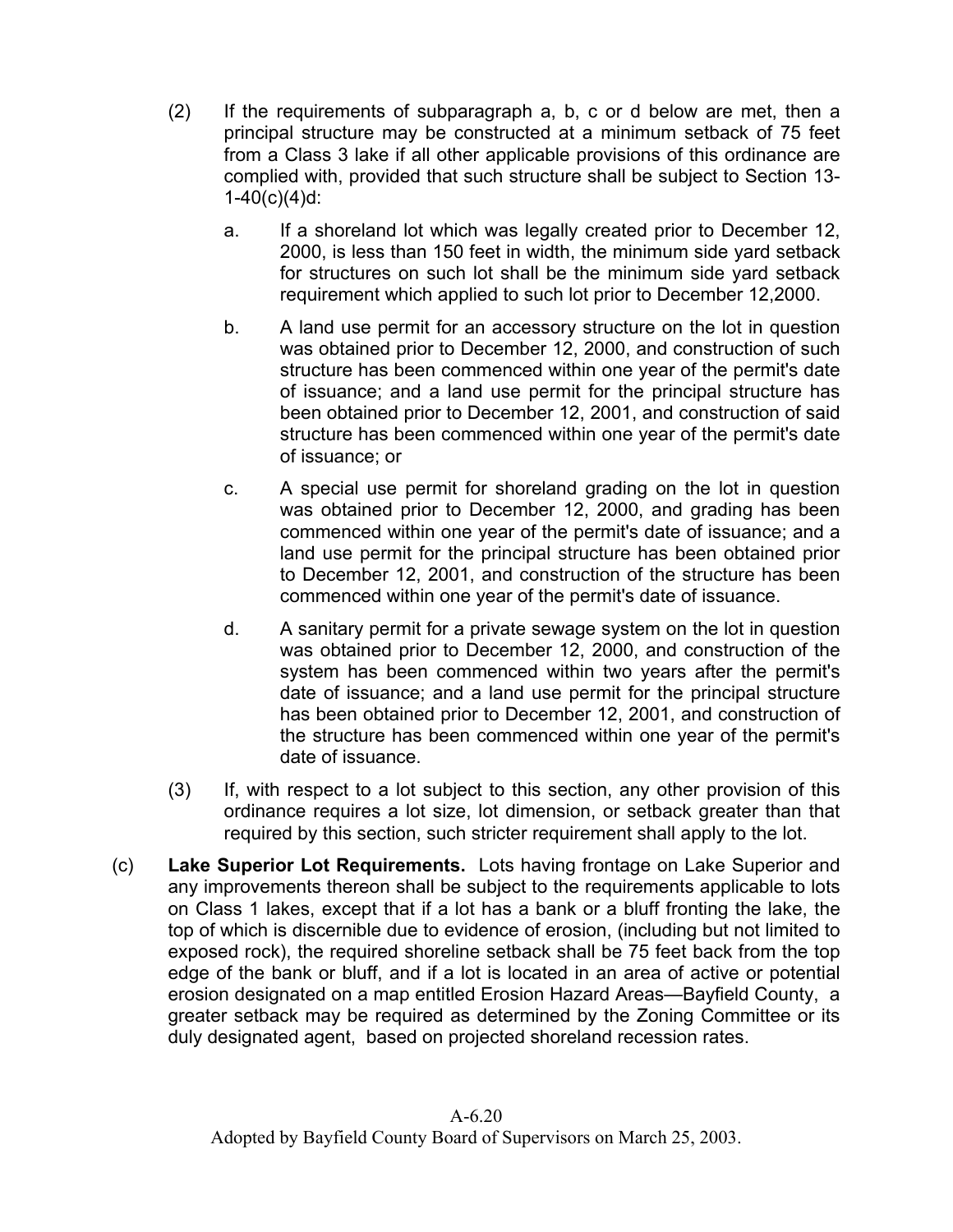(2) If the requirements of subparagraph a, b, c or d below are met, then a principal structure may be constructed at a minimum setback of 75 feet from a Class 3 lake if all other applicable provisions of this ordinance are complied with, provided that such structure shall be subject to Section 13-1-40(c)(4)d:

a. If a shoreland lot which was legally created prior to December 12, 2000, is less than 150 feet in width, the minimum side yard setback for structures on such lot shall be the minimum side yard setback requirement which applied to such lot prior to December 12,2000.

b. A land use permit for an accessory structure on the lot in question was obtained prior to December 12, 2000, and construction of such structure has been commenced within one year of the permit's date of issuance; and a land use permit for the principal structure has been obtained prior to December 12, 2001, and construction of said structure has been commenced within one year of the permit's date of issuance; or

c. A special use permit for shoreland grading on the lot in question was obtained prior to December 12, 2000, and grading has been commenced within one year of the permit's date of issuance; and a land use permit for the principal structure has been obtained prior to December 12, 2001, and construction of the structure has been commenced within one year of the permit's date of issuance.

d. A sanitary permit for a private sewage system on the lot in question was obtained prior to December 12, 2000, and construction of the system has been commenced within two years after the permit's date of issuance; and a land use permit for the principal structure has been obtained prior to December 12, 2001, and construction of the structure has been commenced within one year of the permit's date of issuance.

(3) If, with respect to a lot subject to this section, any other provision of this ordinance requires a lot size, lot dimension, or setback greater than that required by this section, such stricter requirement shall apply to the lot.

(c) **Lake Superior Lot Requirements.** Lots having frontage on Lake Superior and any improvements thereon shall be subject to the requirements applicable to lots on Class 1 lakes, except that if a lot has a bank or a bluff fronting the lake, the top of which is discernible due to evidence of erosion, (including but not limited to exposed rock), the required shoreline setback shall be 75 feet back from the top edge of the bank or bluff, and if a lot is located in an area of active or potential erosion designated on a map entitled Erosion Hazard Areas—Bayfield County, a greater setback may be required as determined by the Zoning Committee or its duly designated agent, based on projected shoreland recession rates.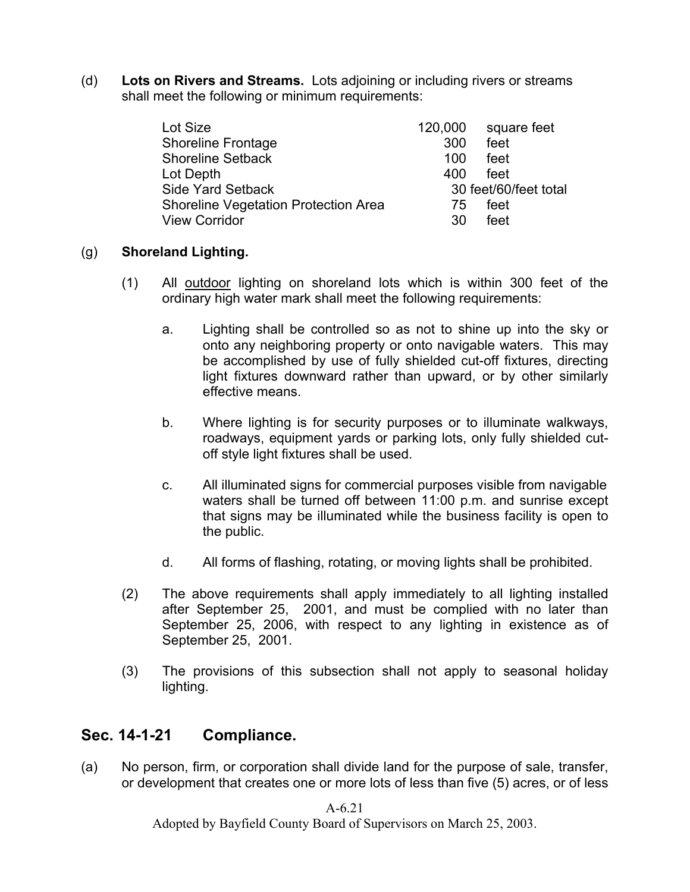(d) **Lots on Rivers and Streams.** Lots adjoining or including rivers or streams shall meet the following or minimum requirements:

| | | |
|---|---|---|
| Lot Size | 120,000 | square feet |
| Shoreline Frontage | 300 | feet |
| Shoreline Setback | 100 | feet |
| Lot Depth | 400 | feet |
| Side Yard Setback | 30 feet/60/feet total | |
| Shoreline Vegetation Protection Area | 75 | feet |
| View Corridor | 30 | feet |

(g) **Shoreland Lighting.**

(1) All outdoor lighting on shoreland lots which is within 300 feet of the ordinary high water mark shall meet the following requirements:

a. Lighting shall be controlled so as not to shine up into the sky or onto any neighboring property or onto navigable waters. This may be accomplished by use of fully shielded cut-off fixtures, directing light fixtures downward rather than upward, or by other similarly effective means.

b. Where lighting is for security purposes or to illuminate walkways, roadways, equipment yards or parking lots, only fully shielded cut-off style light fixtures shall be used.

c. All illuminated signs for commercial purposes visible from navigable waters shall be turned off between 11:00 p.m. and sunrise except that signs may be illuminated while the business facility is open to the public.

d. All forms of flashing, rotating, or moving lights shall be prohibited.

(2) The above requirements shall apply immediately to all lighting installed after September 25, 2001, and must be complied with no later than September 25, 2006, with respect to any lighting in existence as of September 25, 2001.

(3) The provisions of this subsection shall not apply to seasonal holiday lighting.

## Sec. 14-1-21 Compliance.

(a) No person, firm, or corporation shall divide land for the purpose of sale, transfer, or development that creates one or more lots of less than five (5) acres, or of less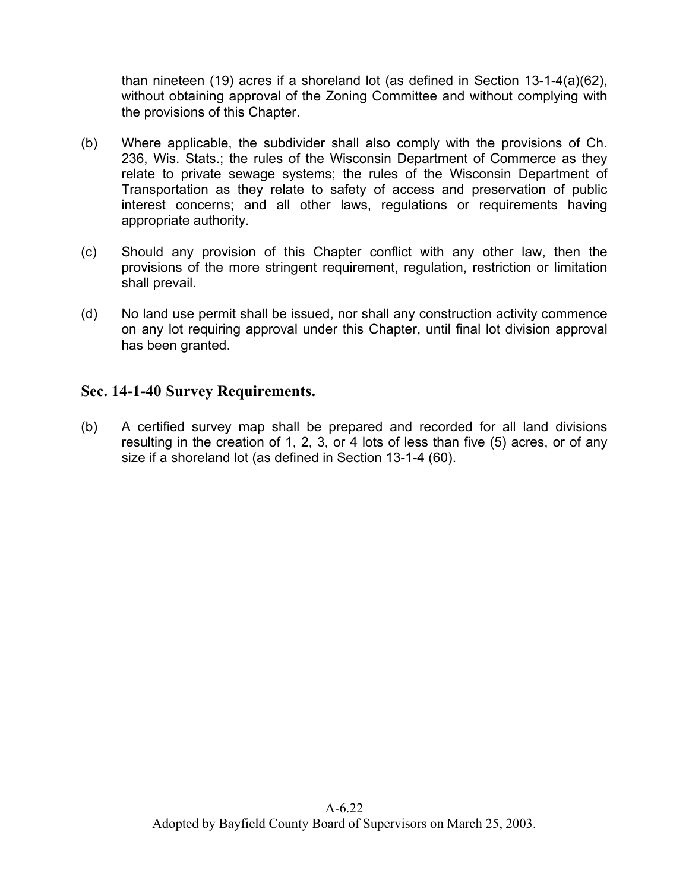than nineteen (19) acres if a shoreland lot (as defined in Section 13-1-4(a)(62), without obtaining approval of the Zoning Committee and without complying with the provisions of this Chapter.

(b) Where applicable, the subdivider shall also comply with the provisions of Ch. 236, Wis. Stats.; the rules of the Wisconsin Department of Commerce as they relate to private sewage systems; the rules of the Wisconsin Department of Transportation as they relate to safety of access and preservation of public interest concerns; and all other laws, regulations or requirements having appropriate authority.

(c) Should any provision of this Chapter conflict with any other law, then the provisions of the more stringent requirement, regulation, restriction or limitation shall prevail.

(d) No land use permit shall be issued, nor shall any construction activity commence on any lot requiring approval under this Chapter, until final lot division approval has been granted.

## Sec. 14-1-40 Survey Requirements.

(b) A certified survey map shall be prepared and recorded for all land divisions resulting in the creation of 1, 2, 3, or 4 lots of less than five (5) acres, or of any size if a shoreland lot (as defined in Section 13-1-4 (60).